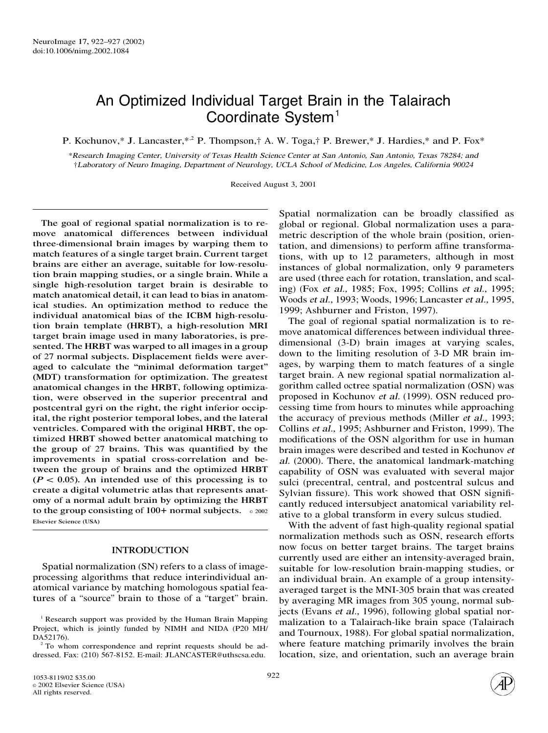# An Optimized Individual Target Brain in the Talairach Coordinate System[1]

P. Kochunov,* J. Lancaster,*[,2] P. Thompson,† A. W. Toga,† P. Brewer,* J. Hardies,* and P. Fox*

*Research Imaging Center, University of Texas Health Science Center at San Antonio, San Antonio, Texas 78284; and †Laboratory of Neuro Imaging, Department of Neurology, UCLA School of Medicine, Los Angeles, California 90024

Received August 3, 2001

**The goal of regional spatial normalization is to remove anatomical differences between individual three-dimensional brain images by warping them to match features of a single target brain. Current target brains are either an average, suitable for low-resolution brain mapping studies, or a single brain. While a single high-resolution target brain is desirable to match anatomical detail, it can lead to bias in anatomical studies. An optimization method to reduce the individual anatomical bias of the ICBM high-resolution brain template (HRBT), a high-resolution MRI target brain image used in many laboratories, is presented. The HRBT was warped to all images in a group of 27 normal subjects. Displacement fields were averaged to calculate the "minimal deformation target" (MDT) transformation for optimization. The greatest anatomical changes in the HRBT, following optimization, were observed in the superior precentral and postcentral gyri on the right, the right inferior occipital, the right posterior temporal lobes, and the lateral ventricles. Compared with the original HRBT, the optimized HRBT showed better anatomical matching to the group of 27 brains. This was quantified by the improvements in spatial cross-correlation and between the group of brains and the optimized HRBT ($P < 0.05$). An intended use of this processing is to create a digital volumetric atlas that represents anatomy of a normal adult brain by optimizing the HRBT to the group consisting of 100+ normal subjects.** © 2002 Elsevier Science (USA)

## INTRODUCTION

Spatial normalization (SN) refers to a class of image-processing algorithms that reduce interindividual anatomical variance by matching homologous spatial features of a "source" brain to those of a "target" brain. Spatial normalization can be broadly classified as global or regional. Global normalization uses a parametric description of the whole brain (position, orientation, and dimensions) to perform affine transformations, with up to 12 parameters, although in most instances of global normalization, only 9 parameters are used (three each for rotation, translation, and scaling) (Fox *et al.,* 1985; Fox, 1995; Collins *et al.,* 1995; Woods *et al.,* 1993; Woods, 1996; Lancaster *et al.,* 1995, 1999; Ashburner and Friston, 1997).

The goal of regional spatial normalization is to remove anatomical differences between individual three-dimensional (3-D) brain images at varying scales, down to the limiting resolution of 3-D MR brain images, by warping them to match features of a single target brain. A new regional spatial normalization algorithm called octree spatial normalization (OSN) was proposed in Kochunov *et al.* (1999). OSN reduced processing time from hours to minutes while approaching the accuracy of previous methods (Miller *et al.,* 1993; Collins *et al.,* 1995; Ashburner and Friston, 1999). The modifications of the OSN algorithm for use in human brain images were described and tested in Kochunov *et al.* (2000). There, the anatomical landmark-matching capability of OSN was evaluated with several major sulci (precentral, central, and postcentral sulcus and Sylvian fissure). This work showed that OSN significantly reduced intersubject anatomical variability relative to a global transform in every sulcus studied.

With the advent of fast high-quality regional spatial normalization methods such as OSN, research efforts now focus on better target brains. The target brains currently used are either an intensity-averaged brain, suitable for low-resolution brain-mapping studies, or an individual brain. An example of a group intensity-averaged target is the MNI-305 brain that was created by averaging MR images from 305 young, normal subjects (Evans *et al.,* 1996), following global spatial normalization to a Talairach-like brain space (Talairach and Tournoux, 1988). For global spatial normalization, where feature matching primarily involves the brain location, size, and orientation, such an average brain

[1] Research support was provided by the Human Brain Mapping Project, which is jointly funded by NIMH and NIDA (P20 MH/DA52176).

[2] To whom correspondence and reprint requests should be addressed. Fax: (210) 567-8152. E-mail: JLANCASTER@uthscsa.edu.

1053-8119/02 $35.00
© 2002 Elsevier Science (USA)
All rights reserved.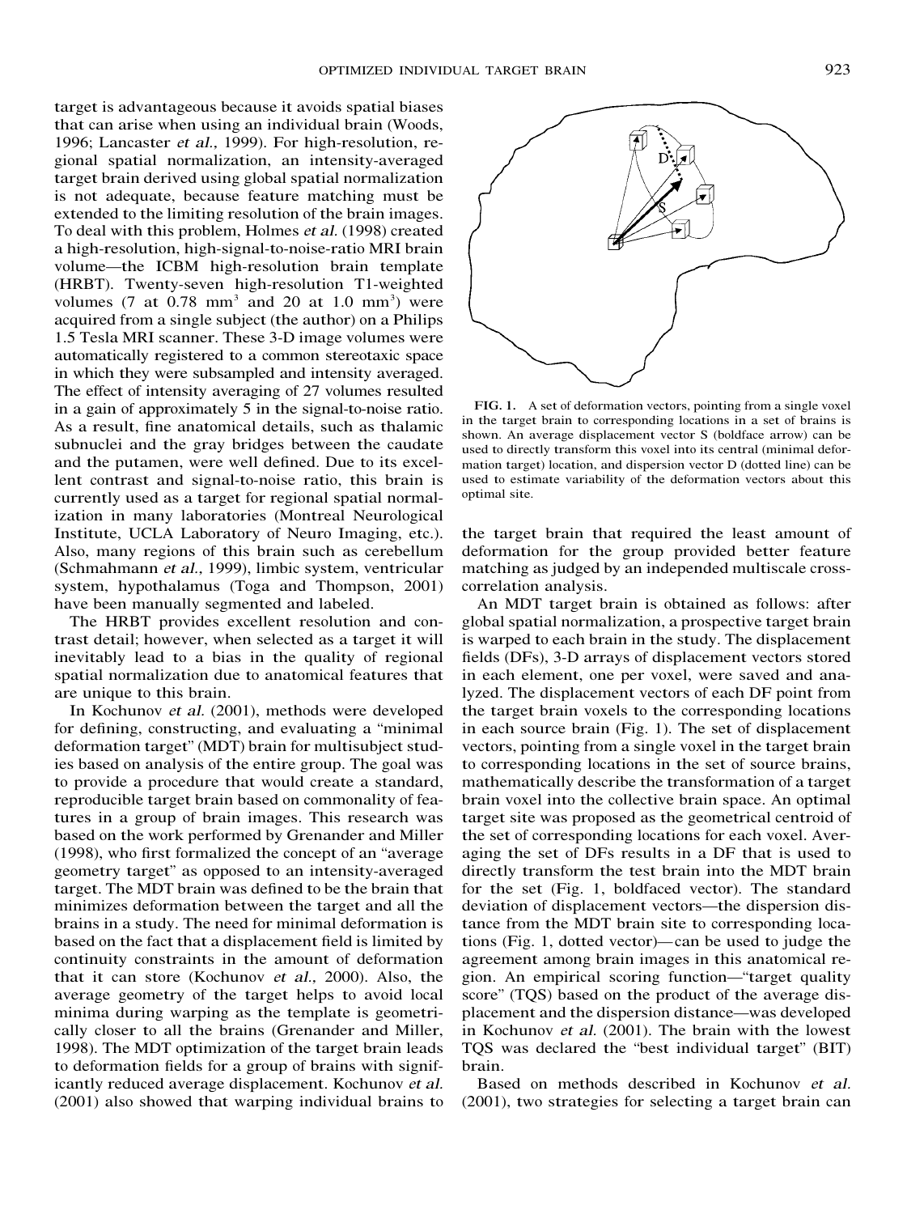target is advantageous because it avoids spatial biases that can arise when using an individual brain (Woods, 1996; Lancaster *et al.,* 1999). For high-resolution, regional spatial normalization, an intensity-averaged target brain derived using global spatial normalization is not adequate, because feature matching must be extended to the limiting resolution of the brain images. To deal with this problem, Holmes *et al.* (1998) created a high-resolution, high-signal-to-noise-ratio MRI brain volume—the ICBM high-resolution brain template (HRBT). Twenty-seven high-resolution T1-weighted volumes (7 at 0.78 $mm^3$ and 20 at 1.0 $mm^3$) were acquired from a single subject (the author) on a Philips 1.5 Tesla MRI scanner. These 3-D image volumes were automatically registered to a common stereotaxic space in which they were subsampled and intensity averaged. The effect of intensity averaging of 27 volumes resulted in a gain of approximately 5 in the signal-to-noise ratio. As a result, fine anatomical details, such as thalamic subnuclei and the gray bridges between the caudate and the putamen, were well defined. Due to its excellent contrast and signal-to-noise ratio, this brain is currently used as a target for regional spatial normalization in many laboratories (Montreal Neurological Institute, UCLA Laboratory of Neuro Imaging, etc.). Also, many regions of this brain such as cerebellum (Schmahmann *et al.,* 1999), limbic system, ventricular system, hypothalamus (Toga and Thompson, 2001) have been manually segmented and labeled.

The HRBT provides excellent resolution and contrast detail; however, when selected as a target it will inevitably lead to a bias in the quality of regional spatial normalization due to anatomical features that are unique to this brain.

In Kochunov *et al.* (2001), methods were developed for defining, constructing, and evaluating a "minimal deformation target" (MDT) brain for multisubject studies based on analysis of the entire group. The goal was to provide a procedure that would create a standard, reproducible target brain based on commonality of features in a group of brain images. This research was based on the work performed by Grenander and Miller (1998), who first formalized the concept of an "average geometry target" as opposed to an intensity-averaged target. The MDT brain was defined to be the brain that minimizes deformation between the target and all the brains in a study. The need for minimal deformation is based on the fact that a displacement field is limited by continuity constraints in the amount of deformation that it can store (Kochunov *et al.,* 2000). Also, the average geometry of the target helps to avoid local minima during warping as the template is geometrically closer to all the brains (Grenander and Miller, 1998). The MDT optimization of the target brain leads to deformation fields for a group of brains with significantly reduced average displacement. Kochunov *et al.* (2001) also showed that warping individual brains to the target brain that required the least amount of deformation for the group provided better feature matching as judged by an independed multiscale cross-correlation analysis.

FIG. 1. A set of deformation vectors, pointing from a single voxel in the target brain to corresponding locations in a set of brains is shown. An average displacement vector S (boldface arrow) can be used to directly transform this voxel into its central (minimal deformation target) location, and dispersion vector D (dotted line) can be used to estimate variability of the deformation vectors about this optimal site.

An MDT target brain is obtained as follows: after global spatial normalization, a prospective target brain is warped to each brain in the study. The displacement fields (DFs), 3-D arrays of displacement vectors stored in each element, one per voxel, were saved and analyzed. The displacement vectors of each DF point from the target brain voxels to the corresponding locations in each source brain (Fig. 1). The set of displacement vectors, pointing from a single voxel in the target brain to corresponding locations in the set of source brains, mathematically describe the transformation of a target brain voxel into the collective brain space. An optimal target site was proposed as the geometrical centroid of the set of corresponding locations for each voxel. Averaging the set of DFs results in a DF that is used to directly transform the test brain into the MDT brain for the set (Fig. 1, boldfaced vector). The standard deviation of displacement vectors—the dispersion distance from the MDT brain site to corresponding locations (Fig. 1, dotted vector)—can be used to judge the agreement among brain images in this anatomical region. An empirical scoring function—"target quality score" (TQS) based on the product of the average displacement and the dispersion distance—was developed in Kochunov *et al.* (2001). The brain with the lowest TQS was declared the "best individual target" (BIT) brain.

Based on methods described in Kochunov *et al.* (2001), two strategies for selecting a target brain can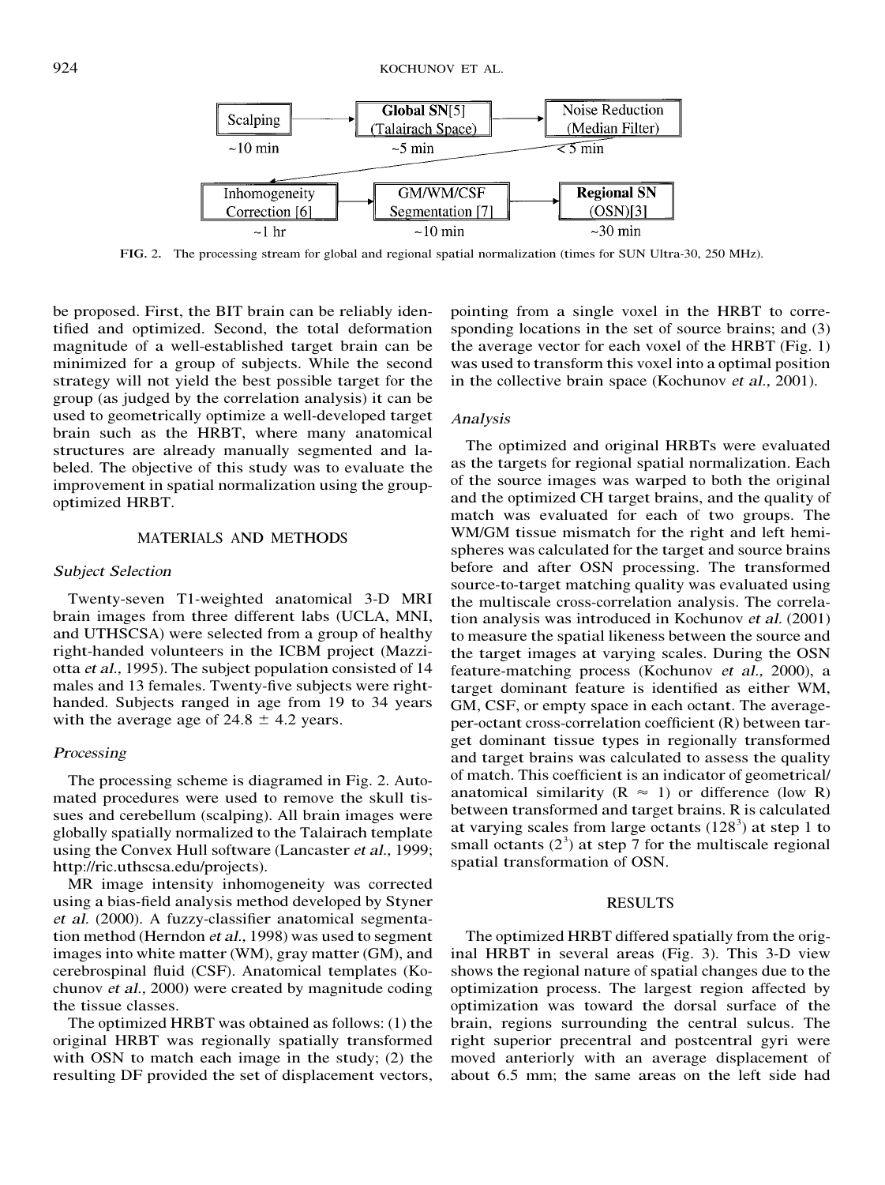| Step | Time |
|---|---|
| Scalping | ~10 min |
| Global SN[5] (Talairach Space) | ~5 min |
| Noise Reduction (Median Filter) | < 5 min |
| Inhomogeneity Correction [6] | ~1 hr |
| GM/WM/CSF Segmentation [7] | ~10 min |
| **Regional SN** (OSN)[3] | ~30 min |

**FIG. 2.** The processing stream for global and regional spatial normalization (times for SUN Ultra-30, 250 MHz).

be proposed. First, the BIT brain can be reliably identified and optimized. Second, the total deformation magnitude of a well-established target brain can be minimized for a group of subjects. While the second strategy will not yield the best possible target for the group (as judged by the correlation analysis) it can be used to geometrically optimize a well-developed target brain such as the HRBT, where many anatomical structures are already manually segmented and labeled. The objective of this study was to evaluate the improvement in spatial normalization using the group-optimized HRBT.

## MATERIALS AND METHODS

### *Subject Selection*

Twenty-seven T1-weighted anatomical 3-D MRI brain images from three different labs (UCLA, MNI, and UTHSCSA) were selected from a group of healthy right-handed volunteers in the ICBM project (Mazziotta *et al.,* 1995). The subject population consisted of 14 males and 13 females. Twenty-five subjects were right-handed. Subjects ranged in age from 19 to 34 years with the average age of 24.8 ± 4.2 years.

### *Processing*

The processing scheme is diagramed in Fig. 2. Automated procedures were used to remove the skull tissues and cerebellum (scalping). All brain images were globally spatially normalized to the Talairach template using the Convex Hull software (Lancaster *et al.,* 1999; http://ric.uthscsa.edu/projects).

MR image intensity inhomogeneity was corrected using a bias-field analysis method developed by Styner *et al.* (2000). A fuzzy-classifier anatomical segmentation method (Herndon *et al.,* 1998) was used to segment images into white matter (WM), gray matter (GM), and cerebrospinal fluid (CSF). Anatomical templates (Kochunov *et al.,* 2000) were created by magnitude coding the tissue classes.

The optimized HRBT was obtained as follows: (1) the original HRBT was regionally spatially transformed with OSN to match each image in the study; (2) the resulting DF provided the set of displacement vectors, pointing from a single voxel in the HRBT to corresponding locations in the set of source brains; and (3) the average vector for each voxel of the HRBT (Fig. 1) was used to transform this voxel into a optimal position in the collective brain space (Kochunov *et al.,* 2001).

### *Analysis*

The optimized and original HRBTs were evaluated as the targets for regional spatial normalization. Each of the source images was warped to both the original and the optimized CH target brains, and the quality of match was evaluated for each of two groups. The WM/GM tissue mismatch for the right and left hemispheres was calculated for the target and source brains before and after OSN processing. The transformed source-to-target matching quality was evaluated using the multiscale cross-correlation analysis. The correlation analysis was introduced in Kochunov *et al.* (2001) to measure the spatial likeness between the source and the target images at varying scales. During the OSN feature-matching process (Kochunov *et al.,* 2000), a target dominant feature is identified as either WM, GM, CSF, or empty space in each octant. The average-per-octant cross-correlation coefficient (R) between target dominant tissue types in regionally transformed and target brains was calculated to assess the quality of match. This coefficient is an indicator of geometrical/anatomical similarity ($R \approx 1$) or difference (low R) between transformed and target brains. R is calculated at varying scales from large octants ($128^3$) at step 1 to small octants ($2^3$) at step 7 for the multiscale regional spatial transformation of OSN.

## RESULTS

The optimized HRBT differed spatially from the original HRBT in several areas (Fig. 3). This 3-D view shows the regional nature of spatial changes due to the optimization process. The largest region affected by optimization was toward the dorsal surface of the brain, regions surrounding the central sulcus. The right superior precentral and postcentral gyri were moved anteriorly with an average displacement of about 6.5 mm; the same areas on the left side had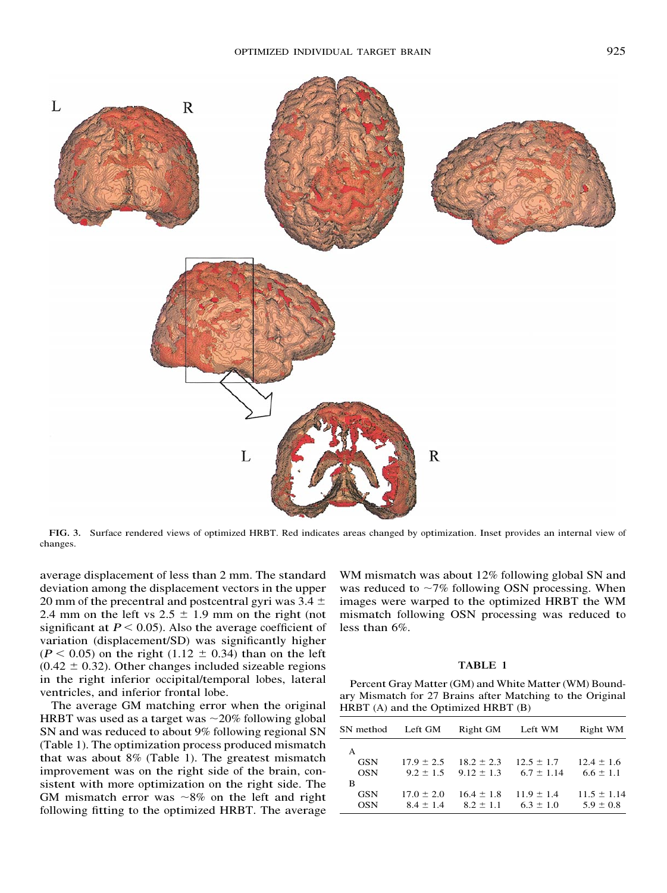FIG. 3. Surface rendered views of optimized HRBT. Red indicates areas changed by optimization. Inset provides an internal view of changes.

average displacement of less than 2 mm. The standard deviation among the displacement vectors in the upper 20 mm of the precentral and postcentral gyri was 3.4 ± 2.4 mm on the left vs 2.5 ± 1.9 mm on the right (not significant at $P < 0.05$). Also the average coefficient of variation (displacement/SD) was significantly higher ($P < 0.05$) on the right (1.12 ± 0.34) than on the left (0.42 ± 0.32). Other changes included sizeable regions in the right inferior occipital/temporal lobes, lateral ventricles, and inferior frontal lobe.

The average GM matching error when the original HRBT was used as a target was ~20% following global SN and was reduced to about 9% following regional SN (Table 1). The optimization process produced mismatch that was about 8% (Table 1). The greatest mismatch improvement was on the right side of the brain, consistent with more optimization on the right side. The GM mismatch error was ~8% on the left and right following fitting to the optimized HRBT. The average WM mismatch was about 12% following global SN and was reduced to ~7% following OSN processing. When images were warped to the optimized HRBT the WM mismatch following OSN processing was reduced to less than 6%.

**TABLE 1**

Percent Gray Matter (GM) and White Matter (WM) Boundary Mismatch for 27 Brains after Matching to the Original HRBT (A) and the Optimized HRBT (B)

| SN method | Left GM | Right GM | Left WM | Right WM |
|---|---|---|---|---|
| A | | | | |
| GSN | 17.9 ± 2.5 | 18.2 ± 2.3 | 12.5 ± 1.7 | 12.4 ± 1.6 |
| OSN | 9.2 ± 1.5 | 9.12 ± 1.3 | 6.7 ± 1.14 | 6.6 ± 1.1 |
| B | | | | |
| GSN | 17.0 ± 2.0 | 16.4 ± 1.8 | 11.9 ± 1.4 | 11.5 ± 1.14 |
| OSN | 8.4 ± 1.4 | 8.2 ± 1.1 | 6.3 ± 1.0 | 5.9 ± 0.8 |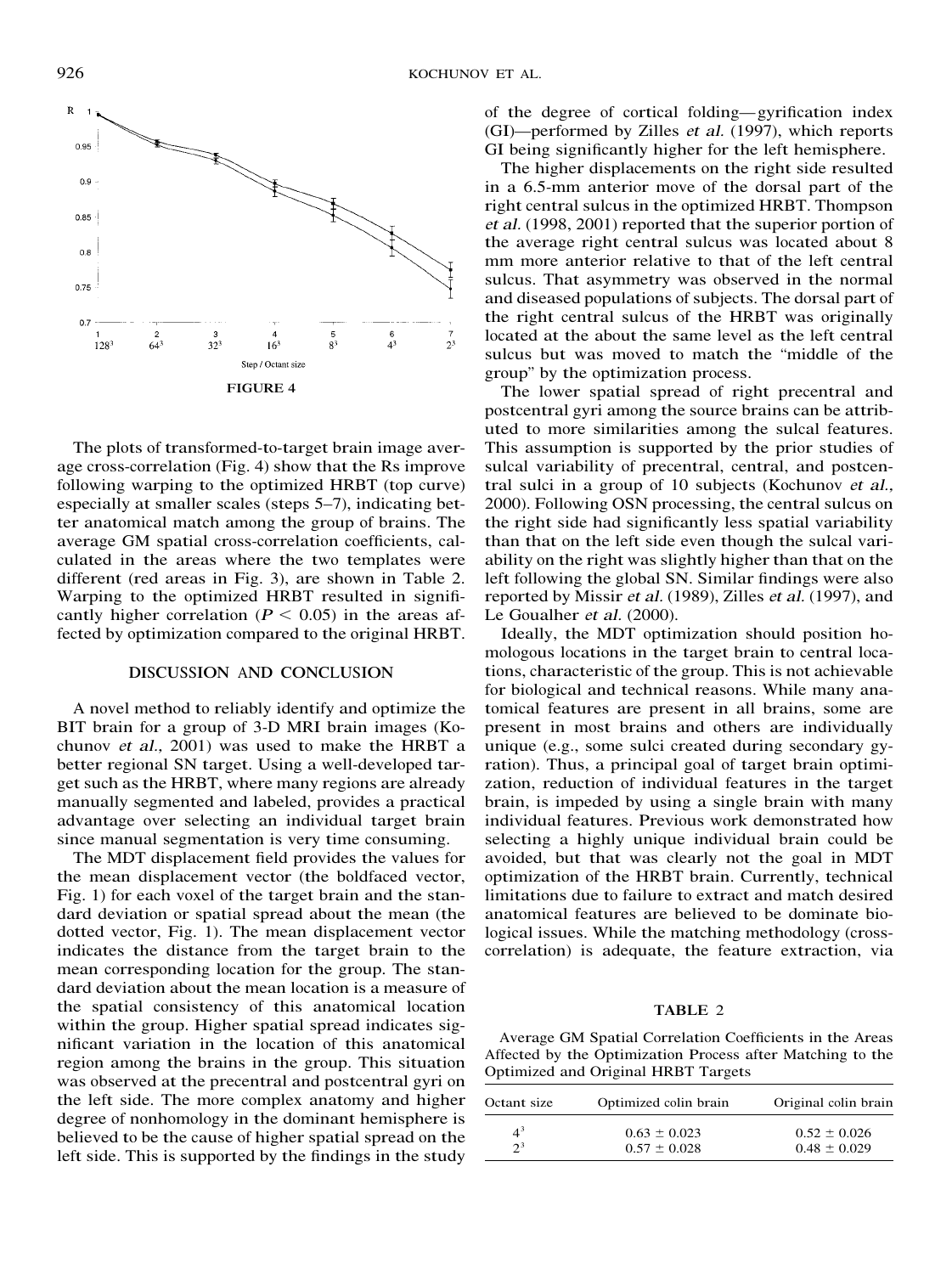FIGURE 4

The plots of transformed-to-target brain image average cross-correlation (Fig. 4) show that the Rs improve following warping to the optimized HRBT (top curve) especially at smaller scales (steps 5–7), indicating better anatomical match among the group of brains. The average GM spatial cross-correlation coefficients, calculated in the areas where the two templates were different (red areas in Fig. 3), are shown in Table 2. Warping to the optimized HRBT resulted in significantly higher correlation ($P < 0.05$) in the areas affected by optimization compared to the original HRBT.

## DISCUSSION AND CONCLUSION

A novel method to reliably identify and optimize the BIT brain for a group of 3-D MRI brain images (Kochunov *et al.,* 2001) was used to make the HRBT a better regional SN target. Using a well-developed target such as the HRBT, where many regions are already manually segmented and labeled, provides a practical advantage over selecting an individual target brain since manual segmentation is very time consuming.

The MDT displacement field provides the values for the mean displacement vector (the boldfaced vector, Fig. 1) for each voxel of the target brain and the standard deviation or spatial spread about the mean (the dotted vector, Fig. 1). The mean displacement vector indicates the distance from the target brain to the mean corresponding location for the group. The standard deviation about the mean location is a measure of the spatial consistency of this anatomical location within the group. Higher spatial spread indicates significant variation in the location of this anatomical region among the brains in the group. This situation was observed at the precentral and postcentral gyri on the left side. The more complex anatomy and higher degree of nonhomology in the dominant hemisphere is believed to be the cause of higher spatial spread on the left side. This is supported by the findings in the study of the degree of cortical folding—gyrification index (GI)—performed by Zilles *et al.* (1997), which reports GI being significantly higher for the left hemisphere.

The higher displacements on the right side resulted in a 6.5-mm anterior move of the dorsal part of the right central sulcus in the optimized HRBT. Thompson *et al.* (1998, 2001) reported that the superior portion of the average right central sulcus was located about 8 mm more anterior relative to that of the left central sulcus. That asymmetry was observed in the normal and diseased populations of subjects. The dorsal part of the right central sulcus of the HRBT was originally located at the about the same level as the left central sulcus but was moved to match the "middle of the group" by the optimization process.

The lower spatial spread of right precentral and postcentral gyri among the source brains can be attributed to more similarities among the sulcal features. This assumption is supported by the prior studies of sulcal variability of precentral, central, and postcentral sulci in a group of 10 subjects (Kochunov *et al.,* 2000). Following OSN processing, the central sulcus on the right side had significantly less spatial variability than that on the left side even though the sulcal variability on the right was slightly higher than that on the left following the global SN. Similar findings were also reported by Missir *et al.* (1989), Zilles *et al.* (1997), and Le Goualher *et al.* (2000).

Ideally, the MDT optimization should position homologous locations in the target brain to central locations, characteristic of the group. This is not achievable for biological and technical reasons. While many anatomical features are present in all brains, some are present in most brains and others are individually unique (e.g., some sulci created during secondary gyration). Thus, a principal goal of target brain optimization, reduction of individual features in the target brain, is impeded by using a single brain with many individual features. Previous work demonstrated how selecting a highly unique individual brain could be avoided, but that was clearly not the goal in MDT optimization of the HRBT brain. Currently, technical limitations due to failure to extract and match desired anatomical features are believed to be dominate biological issues. While the matching methodology (cross-correlation) is adequate, the feature extraction, via

**TABLE 2**

Average GM Spatial Correlation Coefficients in the Areas Affected by the Optimization Process after Matching to the Optimized and Original HRBT Targets

| Octant size | Optimized colin brain | Original colin brain |
|---|---|---|
| $4^3$ | $0.63 \pm 0.023$ | $0.52 \pm 0.026$ |
| $2^3$ | $0.57 \pm 0.028$ | $0.48 \pm 0.029$ |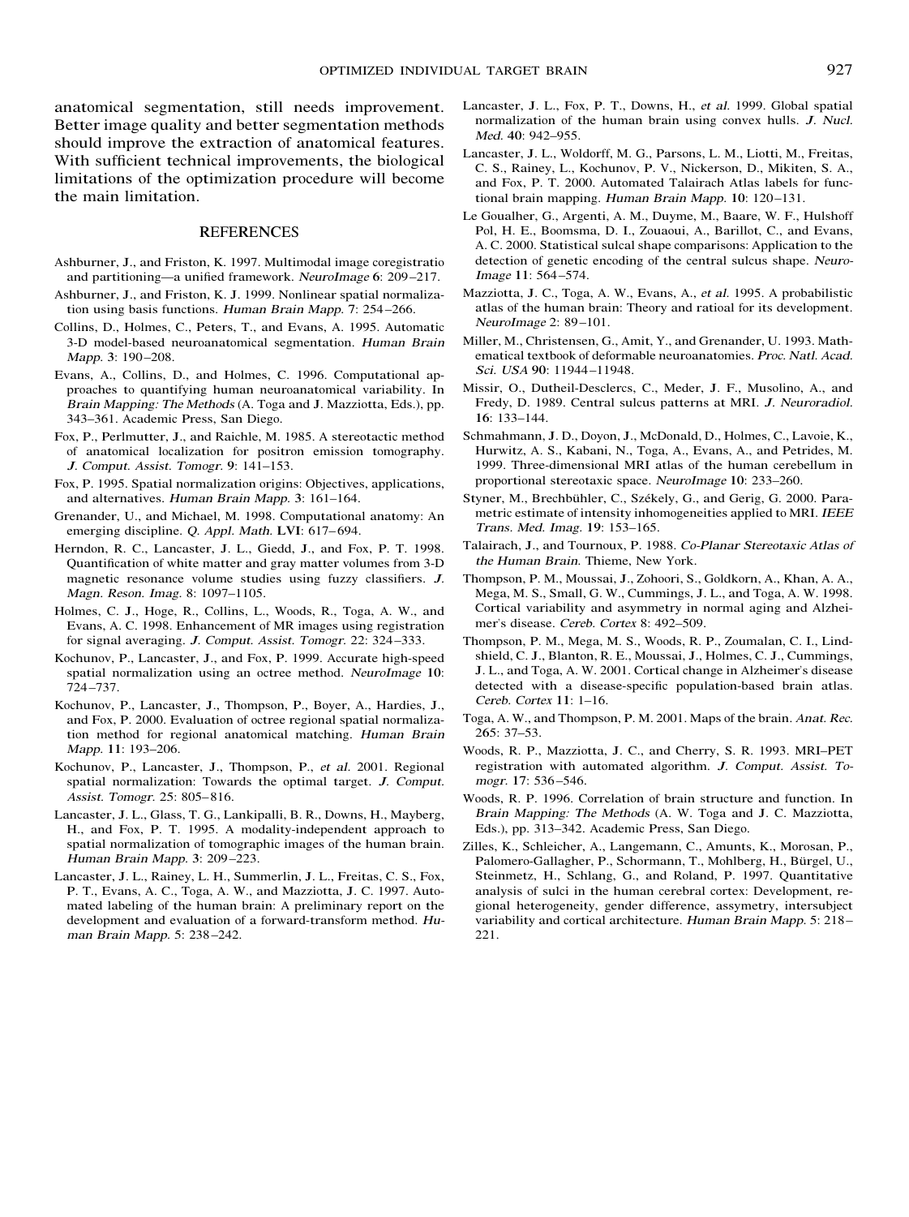anatomical segmentation, still needs improvement. Better image quality and better segmentation methods should improve the extraction of anatomical features. With sufficient technical improvements, the biological limitations of the optimization procedure will become the main limitation.

## REFERENCES

Ashburner, J., and Friston, K. 1997. Multimodal image coregistratio and partitioning—a unified framework. *NeuroImage* **6**: 209–217.

Ashburner, J., and Friston, K. J. 1999. Nonlinear spatial normalization using basis functions. *Human Brain Mapp.* **7**: 254–266.

Collins, D., Holmes, C., Peters, T., and Evans, A. 1995. Automatic 3-D model-based neuroanatomical segmentation. *Human Brain Mapp.* **3**: 190–208.

Evans, A., Collins, D., and Holmes, C. 1996. Computational approaches to quantifying human neuroanatomical variability. In *Brain Mapping: The Methods* (A. Toga and J. Mazziotta, Eds.), pp. 343–361. Academic Press, San Diego.

Fox, P., Perlmutter, J., and Raichle, M. 1985. A stereotactic method of anatomical localization for positron emission tomography. *J. Comput. Assist. Tomogr.* **9**: 141–153.

Fox, P. 1995. Spatial normalization origins: Objectives, applications, and alternatives. *Human Brain Mapp.* **3**: 161–164.

Grenander, U., and Michael, M. 1998. Computational anatomy: An emerging discipline. *Q. Appl. Math.* **LVI**: 617–694.

Herndon, R. C., Lancaster, J. L., Giedd, J., and Fox, P. T. 1998. Quantification of white matter and gray matter volumes from 3-D magnetic resonance volume studies using fuzzy classifiers. *J. Magn. Reson. Imag.* 8: 1097–1105.

Holmes, C. J., Hoge, R., Collins, L., Woods, R., Toga, A. W., and Evans, A. C. 1998. Enhancement of MR images using registration for signal averaging. *J. Comput. Assist. Tomogr.* 22: 324–333.

Kochunov, P., Lancaster, J., and Fox, P. 1999. Accurate high-speed spatial normalization using an octree method. *NeuroImage* **10**: 724–737.

Kochunov, P., Lancaster, J., Thompson, P., Boyer, A., Hardies, J., and Fox, P. 2000. Evaluation of octree regional spatial normalization method for regional anatomical matching. *Human Brain Mapp.* **11**: 193–206.

Kochunov, P., Lancaster, J., Thompson, P., *et al.* 2001. Regional spatial normalization: Towards the optimal target. *J. Comput. Assist. Tomogr.* 25: 805–816.

Lancaster, J. L., Glass, T. G., Lankipalli, B. R., Downs, H., Mayberg, H., and Fox, P. T. 1995. A modality-independent approach to spatial normalization of tomographic images of the human brain. *Human Brain Mapp.* **3**: 209–223.

Lancaster, J. L., Rainey, L. H., Summerlin, J. L., Freitas, C. S., Fox, P. T., Evans, A. C., Toga, A. W., and Mazziotta, J. C. 1997. Automated labeling of the human brain: A preliminary report on the development and evaluation of a forward-transform method. *Human Brain Mapp.* 5: 238–242.

Lancaster, J. L., Fox, P. T., Downs, H., *et al.* 1999. Global spatial normalization of the human brain using convex hulls. *J. Nucl. Med.* **40**: 942–955.

Lancaster, J. L., Woldorff, M. G., Parsons, L. M., Liotti, M., Freitas, C. S., Rainey, L., Kochunov, P. V., Nickerson, D., Mikiten, S. A., and Fox, P. T. 2000. Automated Talairach Atlas labels for functional brain mapping. *Human Brain Mapp.* **10**: 120–131.

Le Goualher, G., Argenti, A. M., Duyme, M., Baare, W. F., Hulshoff Pol, H. E., Boomsma, D. I., Zouaoui, A., Barillot, C., and Evans, A. C. 2000. Statistical sulcal shape comparisons: Application to the detection of genetic encoding of the central sulcus shape. *NeuroImage* **11**: 564–574.

Mazziotta, J. C., Toga, A. W., Evans, A., *et al.* 1995. A probabilistic atlas of the human brain: Theory and ratioal for its development. *NeuroImage* 2: 89–101.

Miller, M., Christensen, G., Amit, Y., and Grenander, U. 1993. Mathematical textbook of deformable neuroanatomies. *Proc. Natl. Acad. Sci. USA* **90**: 11944–11948.

Missir, O., Dutheil-Desclercs, C., Meder, J. F., Musolino, A., and Fredy, D. 1989. Central sulcus patterns at MRI. *J. Neuroradiol.* **16**: 133–144.

Schmahmann, J. D., Doyon, J., McDonald, D., Holmes, C., Lavoie, K., Hurwitz, A. S., Kabani, N., Toga, A., Evans, A., and Petrides, M. 1999. Three-dimensional MRI atlas of the human cerebellum in proportional stereotaxic space. *NeuroImage* **10**: 233–260.

Styner, M., Brechbühler, C., Székely, G., and Gerig, G. 2000. Parametric estimate of intensity inhomogeneities applied to MRI. *IEEE Trans. Med. Imag.* **19**: 153–165.

Talairach, J., and Tournoux, P. 1988. *Co-Planar Stereotaxic Atlas of the Human Brain.* Thieme, New York.

Thompson, P. M., Moussai, J., Zohoori, S., Goldkorn, A., Khan, A. A., Mega, M. S., Small, G. W., Cummings, J. L., and Toga, A. W. 1998. Cortical variability and asymmetry in normal aging and Alzheimer's disease. *Cereb. Cortex* 8: 492–509.

Thompson, P. M., Mega, M. S., Woods, R. P., Zoumalan, C. I., Lindshield, C. J., Blanton, R. E., Moussai, J., Holmes, C. J., Cummings, J. L., and Toga, A. W. 2001. Cortical change in Alzheimer's disease detected with a disease-specific population-based brain atlas. *Cereb. Cortex* **11**: 1–16.

Toga, A. W., and Thompson, P. M. 2001. Maps of the brain. *Anat. Rec.* 265: 37–53.

Woods, R. P., Mazziotta, J. C., and Cherry, S. R. 1993. MRI–PET registration with automated algorithm. *J. Comput. Assist. Tomogr.* **17**: 536–546.

Woods, R. P. 1996. Correlation of brain structure and function. In *Brain Mapping: The Methods* (A. W. Toga and J. C. Mazziotta, Eds.), pp. 313–342. Academic Press, San Diego.

Zilles, K., Schleicher, A., Langemann, C., Amunts, K., Morosan, P., Palomero-Gallagher, P., Schormann, T., Mohlberg, H., Bürgel, U., Steinmetz, H., Schlang, G., and Roland, P. 1997. Quantitative analysis of sulci in the human cerebral cortex: Development, regional heterogeneity, gender difference, assymetry, intersubject variability and cortical architecture. *Human Brain Mapp.* 5: 218–221.